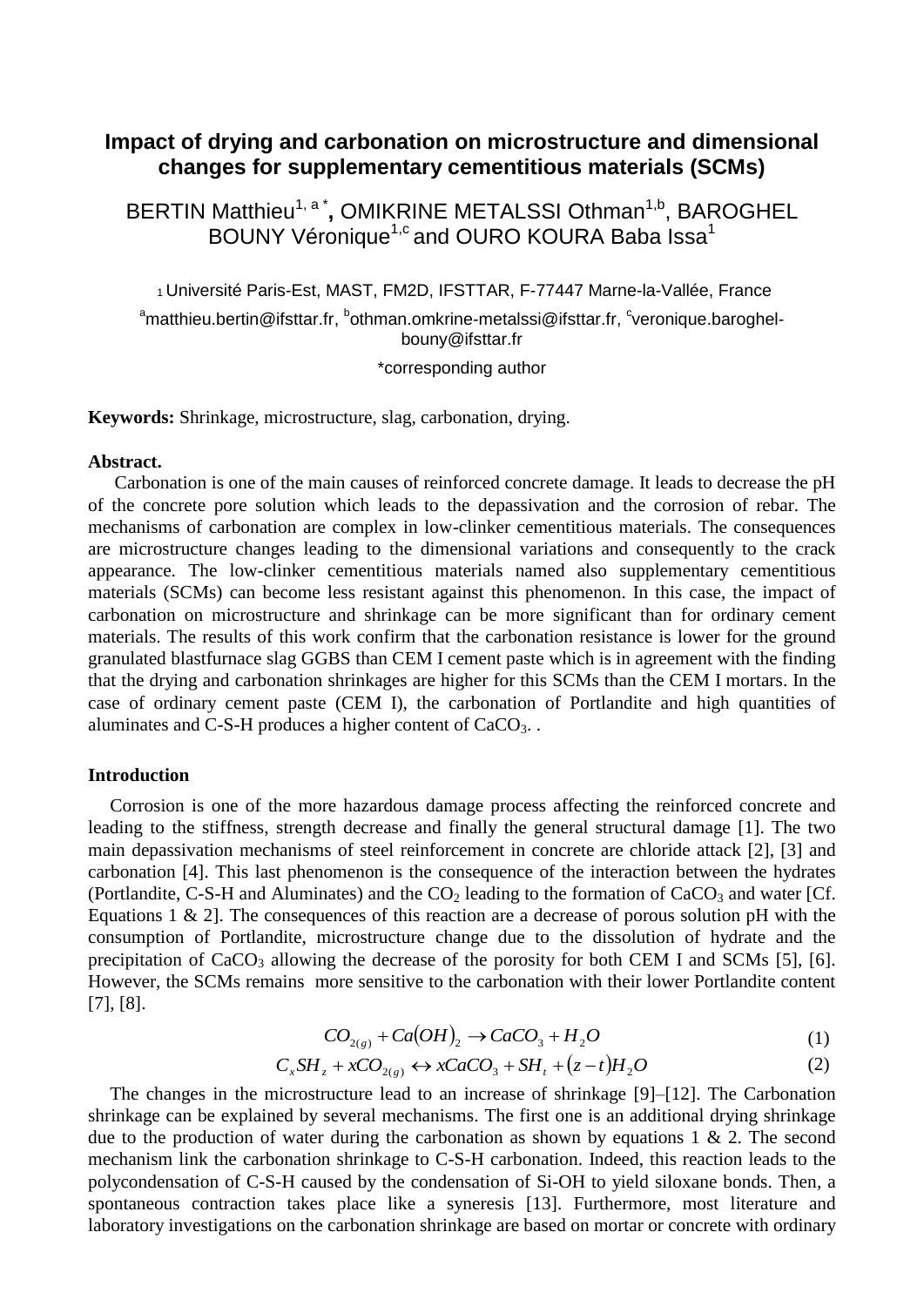# Impact of drying and carbonation on microstructure and dimensional changes for supplementary cementitious materials (SCMs)

BERTIN Matthieu[1, a *], OMIKRINE METALSSI Othman[1,b], BAROGHEL BOUNY Véronique[1,c] and OURO KOURA Baba Issa[1]

[1] Université Paris-Est, MAST, FM2D, IFSTTAR, F-77447 Marne-la-Vallée, France

[a]matthieu.bertin@ifsttar.fr, [b]othman.omkrine-metalssi@ifsttar.fr, [c]veronique.baroghel-bouny@ifsttar.fr

*corresponding author

**Keywords:** Shrinkage, microstructure, slag, carbonation, drying.

**Abstract.**

Carbonation is one of the main causes of reinforced concrete damage. It leads to decrease the pH of the concrete pore solution which leads to the depassivation and the corrosion of rebar. The mechanisms of carbonation are complex in low-clinker cementitious materials. The consequences are microstructure changes leading to the dimensional variations and consequently to the crack appearance. The low-clinker cementitious materials named also supplementary cementitious materials (SCMs) can become less resistant against this phenomenon. In this case, the impact of carbonation on microstructure and shrinkage can be more significant than for ordinary cement materials. The results of this work confirm that the carbonation resistance is lower for the ground granulated blastfurnace slag GGBS than CEM I cement paste which is in agreement with the finding that the drying and carbonation shrinkages are higher for this SCMs than the CEM I mortars. In the case of ordinary cement paste (CEM I), the carbonation of Portlandite and high quantities of aluminates and C-S-H produces a higher content of $CaCO_3$. .

**Introduction**

Corrosion is one of the more hazardous damage process affecting the reinforced concrete and leading to the stiffness, strength decrease and finally the general structural damage [1]. The two main depassivation mechanisms of steel reinforcement in concrete are chloride attack [2], [3] and carbonation [4]. This last phenomenon is the consequence of the interaction between the hydrates (Portlandite, C-S-H and Aluminates) and the $CO_2$ leading to the formation of $CaCO_3$ and water [Cf. Equations 1 & 2]. The consequences of this reaction are a decrease of porous solution pH with the consumption of Portlandite, microstructure change due to the dissolution of hydrate and the precipitation of $CaCO_3$ allowing the decrease of the porosity for both CEM I and SCMs [5], [6]. However, the SCMs remains more sensitive to the carbonation with their lower Portlandite content [7], [8].

$$CO_{2(g)} + Ca(OH)_2 \rightarrow CaCO_3 + H_2O \tag{1}$$

$$C_xSH_z + xCO_{2(g)} \leftrightarrow xCaCO_3 + SH_t + (z-t)H_2O \tag{2}$$

The changes in the microstructure lead to an increase of shrinkage [9]–[12]. The Carbonation shrinkage can be explained by several mechanisms. The first one is an additional drying shrinkage due to the production of water during the carbonation as shown by equations 1 & 2. The second mechanism link the carbonation shrinkage to C-S-H carbonation. Indeed, this reaction leads to the polycondensation of C-S-H caused by the condensation of Si-OH to yield siloxane bonds. Then, a spontaneous contraction takes place like a syneresis [13]. Furthermore, most literature and laboratory investigations on the carbonation shrinkage are based on mortar or concrete with ordinary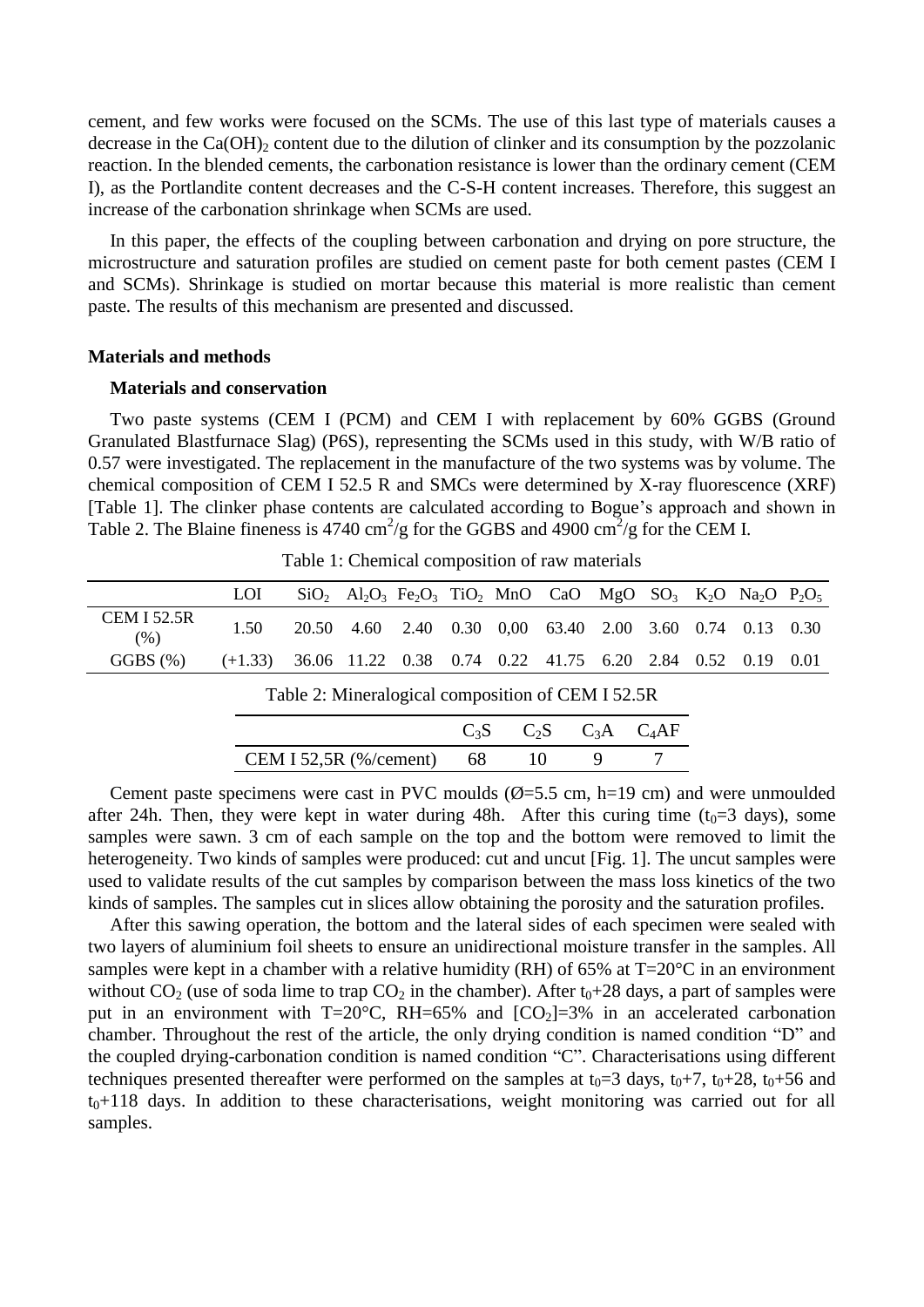cement, and few works were focused on the SCMs. The use of this last type of materials causes a decrease in the $Ca(OH)_2$ content due to the dilution of clinker and its consumption by the pozzolanic reaction. In the blended cements, the carbonation resistance is lower than the ordinary cement (CEM I), as the Portlandite content decreases and the C-S-H content increases. Therefore, this suggest an increase of the carbonation shrinkage when SCMs are used.

In this paper, the effects of the coupling between carbonation and drying on pore structure, the microstructure and saturation profiles are studied on cement paste for both cement pastes (CEM I and SCMs). Shrinkage is studied on mortar because this material is more realistic than cement paste. The results of this mechanism are presented and discussed.

## Materials and methods

### Materials and conservation

Two paste systems (CEM I (PCM) and CEM I with replacement by 60% GGBS (Ground Granulated Blastfurnace Slag) (P6S), representing the SCMs used in this study, with W/B ratio of 0.57 were investigated. The replacement in the manufacture of the two systems was by volume. The chemical composition of CEM I 52.5 R and SMCs were determined by X-ray fluorescence (XRF) [Table 1]. The clinker phase contents are calculated according to Bogue's approach and shown in Table 2. The Blaine fineness is 4740 $cm^2/g$ for the GGBS and 4900 $cm^2/g$ for the CEM I.

Table 1: Chemical composition of raw materials

| | LOI | $SiO_2$ | $Al_2O_3$ | $Fe_2O_3$ | $TiO_2$ | MnO | CaO | MgO | $SO_3$ | $K_2O$ | $Na_2O$ | $P_2O_5$ |
|---|---|---|---|---|---|---|---|---|---|---|---|---|
| CEM I 52.5R (%) | 1.50 | 20.50 | 4.60 | 2.40 | 0.30 | 0,00 | 63.40 | 2.00 | 3.60 | 0.74 | 0.13 | 0.30 |
| GGBS (%) | (+1.33) | 36.06 | 11.22 | 0.38 | 0.74 | 0.22 | 41.75 | 6.20 | 2.84 | 0.52 | 0.19 | 0.01 |

Table 2: Mineralogical composition of CEM I 52.5R

| | $C_3S$ | $C_2S$ | $C_3A$ | $C_4AF$ |
|---|---|---|---|---|
| CEM I 52,5R (%/cement) | 68 | 10 | 9 | 7 |

Cement paste specimens were cast in PVC moulds (Ø=5.5 cm, h=19 cm) and were unmoulded after 24h. Then, they were kept in water during 48h. After this curing time ($t_0$=3 days), some samples were sawn. 3 cm of each sample on the top and the bottom were removed to limit the heterogeneity. Two kinds of samples were produced: cut and uncut [Fig. 1]. The uncut samples were used to validate results of the cut samples by comparison between the mass loss kinetics of the two kinds of samples. The samples cut in slices allow obtaining the porosity and the saturation profiles.

After this sawing operation, the bottom and the lateral sides of each specimen were sealed with two layers of aluminium foil sheets to ensure an unidirectional moisture transfer in the samples. All samples were kept in a chamber with a relative humidity (RH) of 65% at T=20°C in an environment without $CO_2$ (use of soda lime to trap $CO_2$ in the chamber). After $t_0$+28 days, a part of samples were put in an environment with T=20°C, RH=65% and $[CO_2]$=3% in an accelerated carbonation chamber. Throughout the rest of the article, the only drying condition is named condition "D" and the coupled drying-carbonation condition is named condition "C". Characterisations using different techniques presented thereafter were performed on the samples at $t_0$=3 days, $t_0$+7, $t_0$+28, $t_0$+56 and $t_0$+118 days. In addition to these characterisations, weight monitoring was carried out for all samples.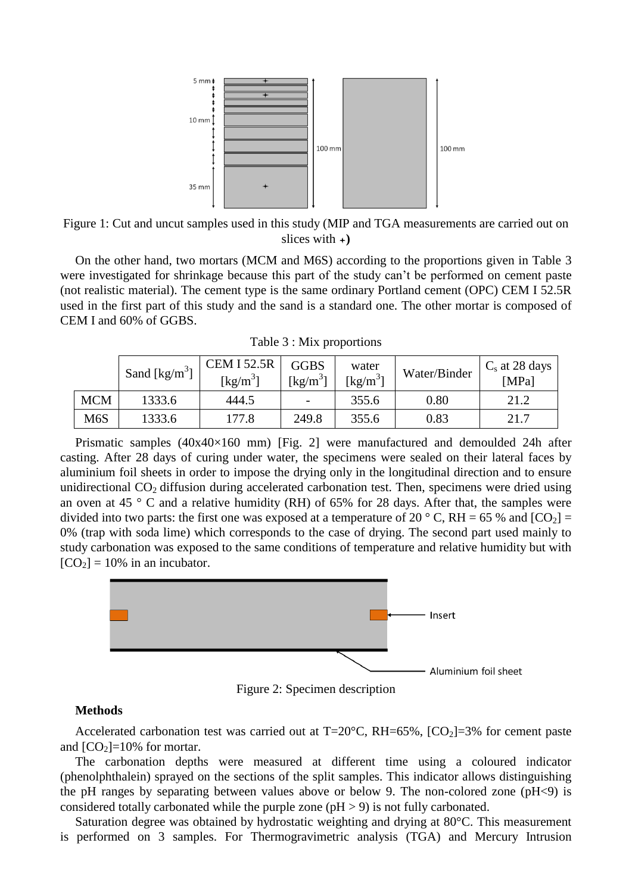Figure 1: Cut and uncut samples used in this study (MIP and TGA measurements are carried out on slices with +)

On the other hand, two mortars (MCM and M6S) according to the proportions given in Table 3 were investigated for shrinkage because this part of the study can't be performed on cement paste (not realistic material). The cement type is the same ordinary Portland cement (OPC) CEM I 52.5R used in the first part of this study and the sand is a standard one. The other mortar is composed of CEM I and 60% of GGBS.

Table 3 : Mix proportions

| | Sand [kg/m$^3$] | CEM I 52.5R [kg/m$^3$] | GGBS [kg/m$^3$] | water [kg/m$^3$] | Water/Binder | $C_s$ at 28 days [MPa] |
|---|---|---|---|---|---|---|
| MCM | 1333.6 | 444.5 | - | 355.6 | 0.80 | 21.2 |
| M6S | 1333.6 | 177.8 | 249.8 | 355.6 | 0.83 | 21.7 |

Prismatic samples (40x40×160 mm) [Fig. 2] were manufactured and demoulded 24h after casting. After 28 days of curing under water, the specimens were sealed on their lateral faces by aluminium foil sheets in order to impose the drying only in the longitudinal direction and to ensure unidirectional $CO_2$ diffusion during accelerated carbonation test. Then, specimens were dried using an oven at 45 ° C and a relative humidity (RH) of 65% for 28 days. After that, the samples were divided into two parts: the first one was exposed at a temperature of 20 ° C, RH = 65 % and [$CO_2$] = 0% (trap with soda lime) which corresponds to the case of drying. The second part used mainly to study carbonation was exposed to the same conditions of temperature and relative humidity but with [$CO_2$] = 10% in an incubator.

Figure 2: Specimen description

**Methods**

Accelerated carbonation test was carried out at T=20°C, RH=65%, [$CO_2$]=3% for cement paste and [$CO_2$]=10% for mortar.

The carbonation depths were measured at different time using a coloured indicator (phenolphthalein) sprayed on the sections of the split samples. This indicator allows distinguishing the pH ranges by separating between values above or below 9. The non-colored zone (pH<9) is considered totally carbonated while the purple zone (pH > 9) is not fully carbonated.

Saturation degree was obtained by hydrostatic weighting and drying at 80°C. This measurement is performed on 3 samples. For Thermogravimetric analysis (TGA) and Mercury Intrusion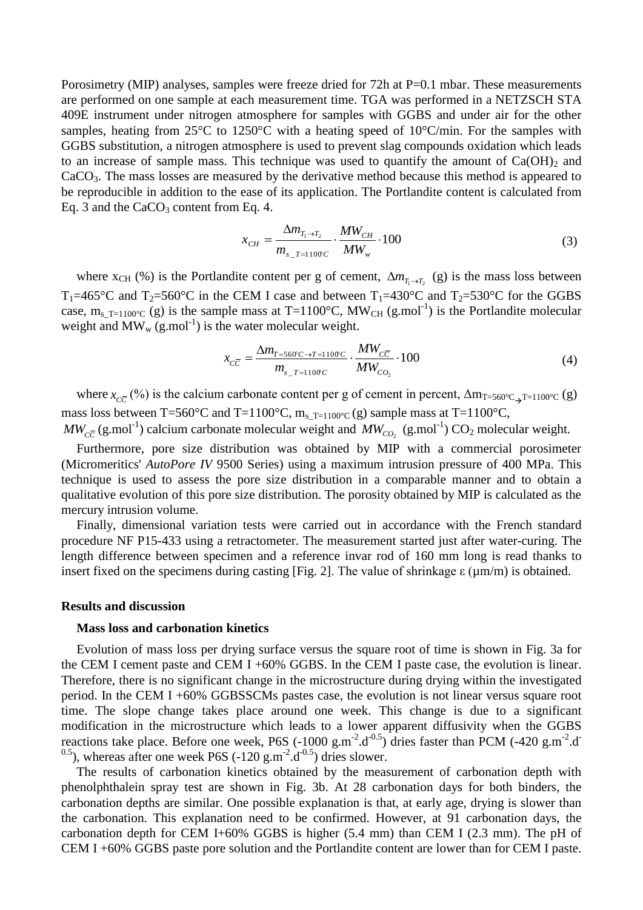Porosimetry (MIP) analyses, samples were freeze dried for 72h at P=0.1 mbar. These measurements are performed on one sample at each measurement time. TGA was performed in a NETZSCH STA 409E instrument under nitrogen atmosphere for samples with GGBS and under air for the other samples, heating from 25°C to 1250°C with a heating speed of 10°C/min. For the samples with GGBS substitution, a nitrogen atmosphere is used to prevent slag compounds oxidation which leads to an increase of sample mass. This technique was used to quantify the amount of $Ca(OH)_2$ and $CaCO_3$. The mass losses are measured by the derivative method because this method is appeared to be reproducible in addition to the ease of its application. The Portlandite content is calculated from Eq. 3 and the $CaCO_3$ content from Eq. 4.

$$x_{CH} = \frac{\Delta m_{T_1 \to T_2}}{m_{s\_T=1100^\circ C}} \cdot \frac{MW_{CH}}{MW_w} \cdot 100 \tag{3}$$

where $x_{CH}$ (%) is the Portlandite content per g of cement, $\Delta m_{T_1 \to T_2}$ (g) is the mass loss between $T_1$=465°C and $T_2$=560°C in the CEM I case and between $T_1$=430°C and $T_2$=530°C for the GGBS case, $m_{s\_T=1100^\circ C}$ (g) is the sample mass at T=1100°C, $MW_{CH}$ (g.mol$^{-1}$) is the Portlandite molecular weight and $MW_w$ (g.mol$^{-1}$) is the water molecular weight.

$$x_{C\overline{C}} = \frac{\Delta m_{T=560^\circ C \to T=1100^\circ C}}{m_{s\_T=1100^\circ C}} \cdot \frac{MW_{C\overline{C}}}{MW_{CO_2}} \cdot 100 \tag{4}$$

where $x_{C\overline{C}}$ (%) is the calcium carbonate content per g of cement in percent, $\Delta m_{T=560^\circ C \to T=1100^\circ C}$ (g) mass loss between T=560°C and T=1100°C, $m_{s\_T=1100^\circ C}$ (g) sample mass at T=1100°C, $MW_{C\overline{C}}$ (g.mol$^{-1}$) calcium carbonate molecular weight and $MW_{CO_2}$ (g.mol$^{-1}$) $CO_2$ molecular weight.

Furthermore, pore size distribution was obtained by MIP with a commercial porosimeter (Micromeritics' *AutoPore IV* 9500 Series) using a maximum intrusion pressure of 400 MPa. This technique is used to assess the pore size distribution in a comparable manner and to obtain a qualitative evolution of this pore size distribution. The porosity obtained by MIP is calculated as the mercury intrusion volume.

Finally, dimensional variation tests were carried out in accordance with the French standard procedure NF P15-433 using a retractometer. The measurement started just after water-curing. The length difference between specimen and a reference invar rod of 160 mm long is read thanks to insert fixed on the specimens during casting [Fig. 2]. The value of shrinkage ε (µm/m) is obtained.

## Results and discussion

### Mass loss and carbonation kinetics

Evolution of mass loss per drying surface versus the square root of time is shown in Fig. 3a for the CEM I cement paste and CEM I +60% GGBS. In the CEM I paste case, the evolution is linear. Therefore, there is no significant change in the microstructure during drying within the investigated period. In the CEM I +60% GGBSSCMs pastes case, the evolution is not linear versus square root time. The slope change takes place around one week. This change is due to a significant modification in the microstructure which leads to a lower apparent diffusivity when the GGBS reactions take place. Before one week, P6S (-1000 g.m$^{-2}$.d$^{-0.5}$) dries faster than PCM (-420 g.m$^{-2}$.d$^{-0.5}$), whereas after one week P6S (-120 g.m$^{-2}$.d$^{-0.5}$) dries slower.

The results of carbonation kinetics obtained by the measurement of carbonation depth with phenolphthalein spray test are shown in Fig. 3b. At 28 carbonation days for both binders, the carbonation depths are similar. One possible explanation is that, at early age, drying is slower than the carbonation. This explanation need to be confirmed. However, at 91 carbonation days, the carbonation depth for CEM I+60% GGBS is higher (5.4 mm) than CEM I (2.3 mm). The pH of CEM I +60% GGBS paste pore solution and the Portlandite content are lower than for CEM I paste.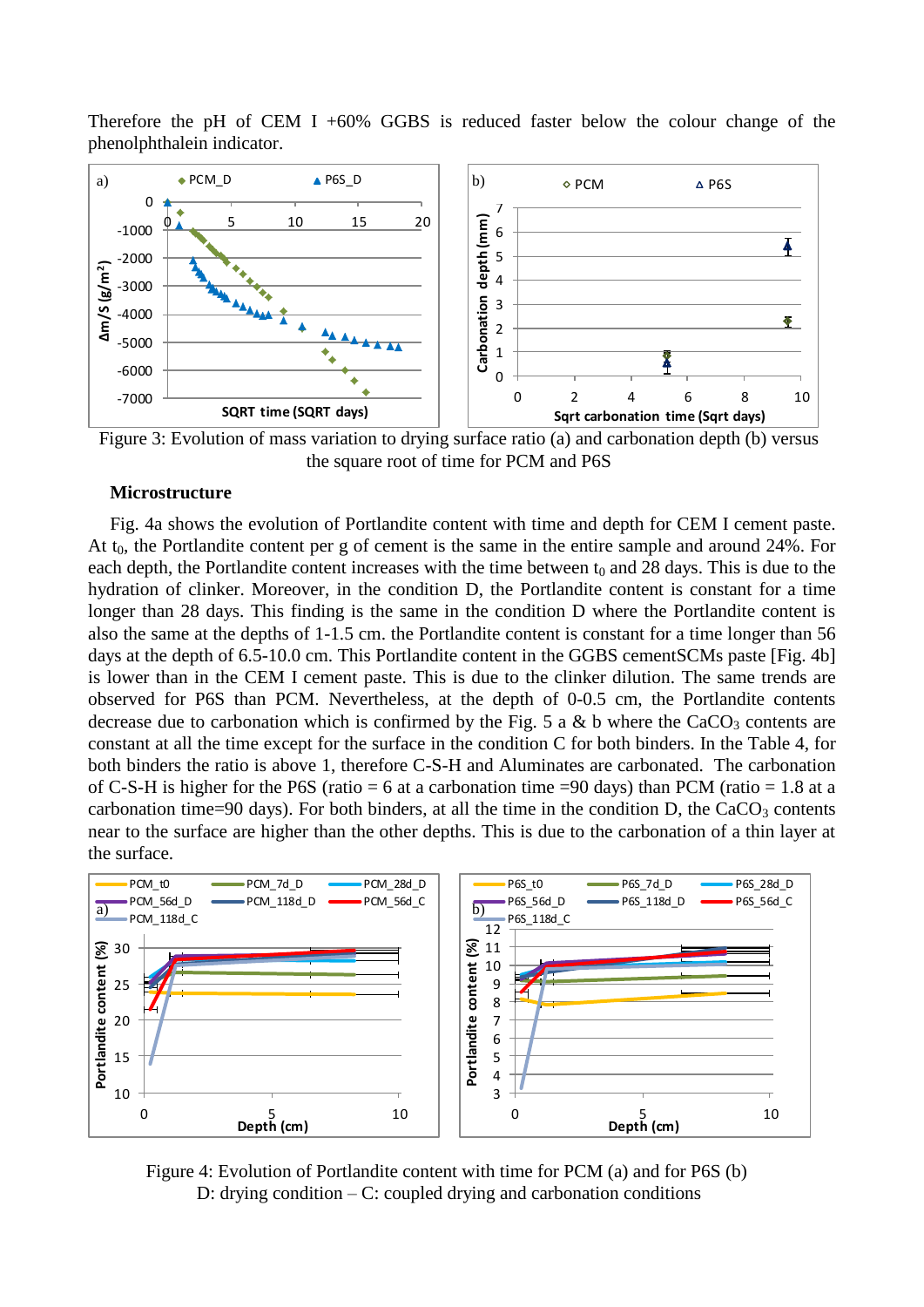Therefore the pH of CEM I +60% GGBS is reduced faster below the colour change of the phenolphthalein indicator.

Figure 3: Evolution of mass variation to drying surface ratio (a) and carbonation depth (b) versus the square root of time for PCM and P6S

### Microstructure

Fig. 4a shows the evolution of Portlandite content with time and depth for CEM I cement paste. At $t_0$, the Portlandite content per g of cement is the same in the entire sample and around 24%. For each depth, the Portlandite content increases with the time between $t_0$ and 28 days. This is due to the hydration of clinker. Moreover, in the condition D, the Portlandite content is constant for a time longer than 28 days. This finding is the same in the condition D where the Portlandite content is also the same at the depths of 1-1.5 cm. the Portlandite content is constant for a time longer than 56 days at the depth of 6.5-10.0 cm. This Portlandite content in the GGBS cementSCMs paste [Fig. 4b] is lower than in the CEM I cement paste. This is due to the clinker dilution. The same trends are observed for P6S than PCM. Nevertheless, at the depth of 0-0.5 cm, the Portlandite contents decrease due to carbonation which is confirmed by the Fig. 5 a & b where the $CaCO_3$ contents are constant at all the time except for the surface in the condition C for both binders. In the Table 4, for both binders the ratio is above 1, therefore C-S-H and Aluminates are carbonated. The carbonation of C-S-H is higher for the P6S (ratio = 6 at a carbonation time =90 days) than PCM (ratio = 1.8 at a carbonation time=90 days). For both binders, at all the time in the condition D, the $CaCO_3$ contents near to the surface are higher than the other depths. This is due to the carbonation of a thin layer at the surface.

Figure 4: Evolution of Portlandite content with time for PCM (a) and for P6S (b)
D: drying condition – C: coupled drying and carbonation conditions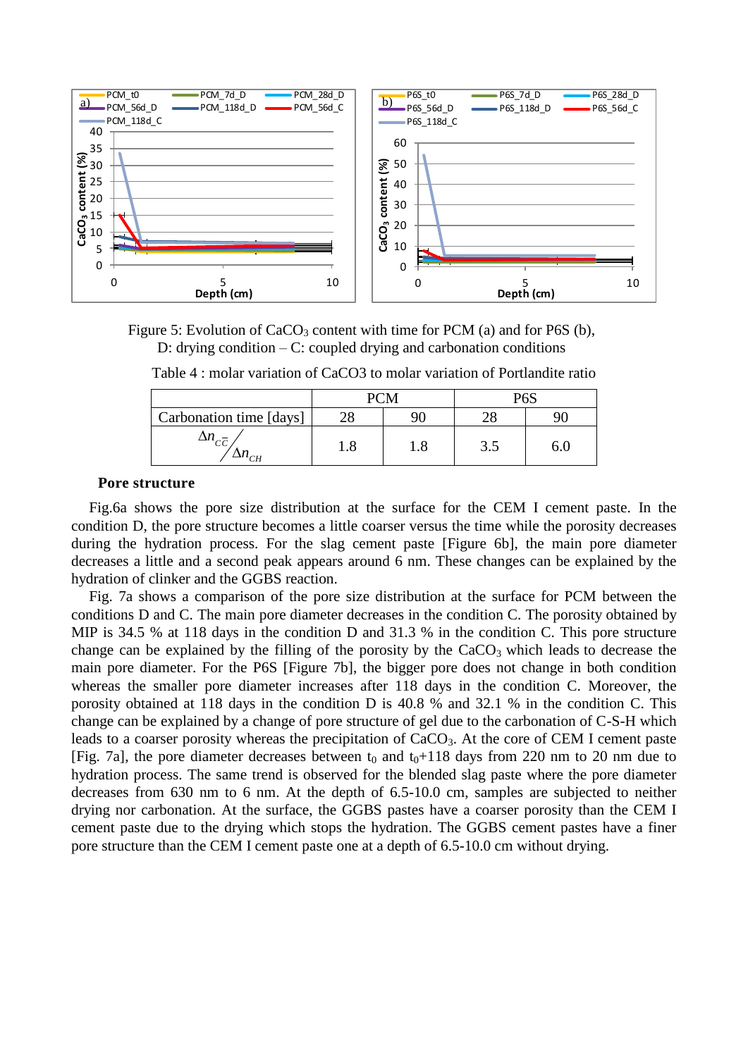Figure 5: Evolution of $CaCO_3$ content with time for PCM (a) and for P6S (b), D: drying condition – C: coupled drying and carbonation conditions

Table 4 : molar variation of CaCO3 to molar variation of Portlandite ratio

| | PCM | | P6S | |
|---|---|---|---|---|
| Carbonation time [days] | 28 | 90 | 28 | 90 |
| $\Delta n_{C\bar{C}} / \Delta n_{CH}$ | 1.8 | 1.8 | 3.5 | 6.0 |

**Pore structure**

Fig.6a shows the pore size distribution at the surface for the CEM I cement paste. In the condition D, the pore structure becomes a little coarser versus the time while the porosity decreases during the hydration process. For the slag cement paste [Figure 6b], the main pore diameter decreases a little and a second peak appears around 6 nm. These changes can be explained by the hydration of clinker and the GGBS reaction.

Fig. 7a shows a comparison of the pore size distribution at the surface for PCM between the conditions D and C. The main pore diameter decreases in the condition C. The porosity obtained by MIP is 34.5 % at 118 days in the condition D and 31.3 % in the condition C. This pore structure change can be explained by the filling of the porosity by the $CaCO_3$ which leads to decrease the main pore diameter. For the P6S [Figure 7b], the bigger pore does not change in both condition whereas the smaller pore diameter increases after 118 days in the condition C. Moreover, the porosity obtained at 118 days in the condition D is 40.8 % and 32.1 % in the condition C. This change can be explained by a change of pore structure of gel due to the carbonation of C-S-H which leads to a coarser porosity whereas the precipitation of $CaCO_3$. At the core of CEM I cement paste [Fig. 7a], the pore diameter decreases between $t_0$ and $t_0$+118 days from 220 nm to 20 nm due to hydration process. The same trend is observed for the blended slag paste where the pore diameter decreases from 630 nm to 6 nm. At the depth of 6.5-10.0 cm, samples are subjected to neither drying nor carbonation. At the surface, the GGBS pastes have a coarser porosity than the CEM I cement paste due to the drying which stops the hydration. The GGBS cement pastes have a finer pore structure than the CEM I cement paste one at a depth of 6.5-10.0 cm without drying.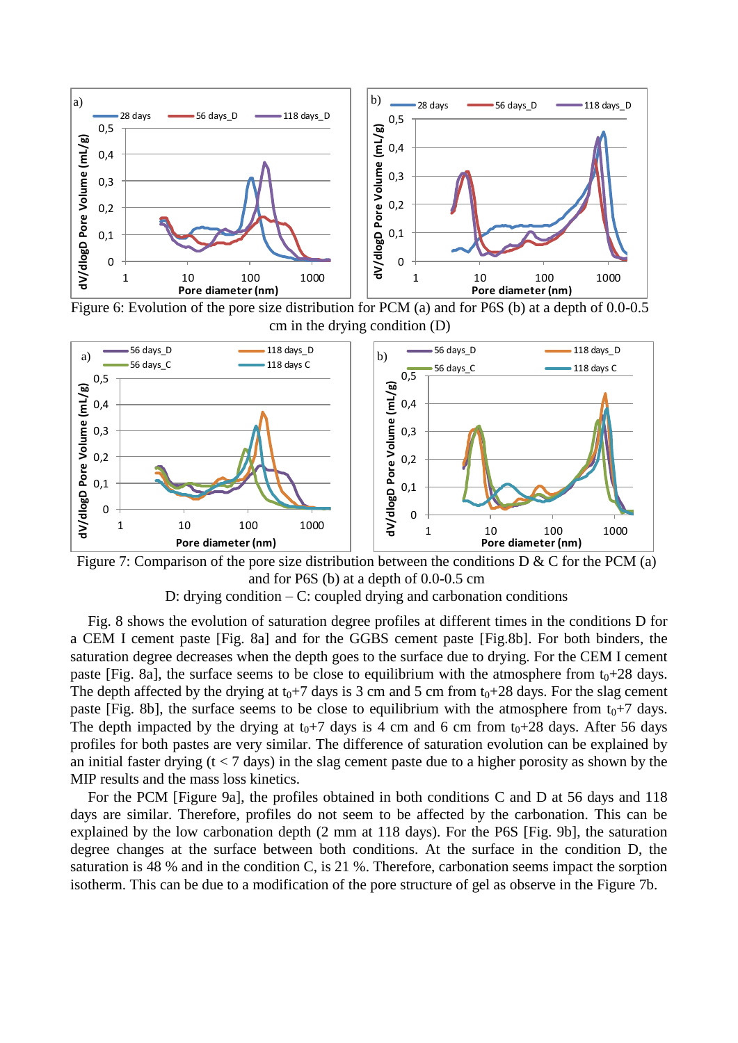Figure 6: Evolution of the pore size distribution for PCM (a) and for P6S (b) at a depth of 0.0-0.5 cm in the drying condition (D)

Figure 7: Comparison of the pore size distribution between the conditions D & C for the PCM (a) and for P6S (b) at a depth of 0.0-0.5 cm
D: drying condition – C: coupled drying and carbonation conditions

Fig. 8 shows the evolution of saturation degree profiles at different times in the conditions D for a CEM I cement paste [Fig. 8a] and for the GGBS cement paste [Fig.8b]. For both binders, the saturation degree decreases when the depth goes to the surface due to drying. For the CEM I cement paste [Fig. 8a], the surface seems to be close to equilibrium with the atmosphere from $t_0$+28 days. The depth affected by the drying at $t_0$+7 days is 3 cm and 5 cm from $t_0$+28 days. For the slag cement paste [Fig. 8b], the surface seems to be close to equilibrium with the atmosphere from $t_0$+7 days. The depth impacted by the drying at $t_0$+7 days is 4 cm and 6 cm from $t_0$+28 days. After 56 days profiles for both pastes are very similar. The difference of saturation evolution can be explained by an initial faster drying ($t < 7$ days) in the slag cement paste due to a higher porosity as shown by the MIP results and the mass loss kinetics.

For the PCM [Figure 9a], the profiles obtained in both conditions C and D at 56 days and 118 days are similar. Therefore, profiles do not seem to be affected by the carbonation. This can be explained by the low carbonation depth (2 mm at 118 days). For the P6S [Fig. 9b], the saturation degree changes at the surface between both conditions. At the surface in the condition D, the saturation is 48 % and in the condition C, is 21 %. Therefore, carbonation seems impact the sorption isotherm. This can be due to a modification of the pore structure of gel as observe in the Figure 7b.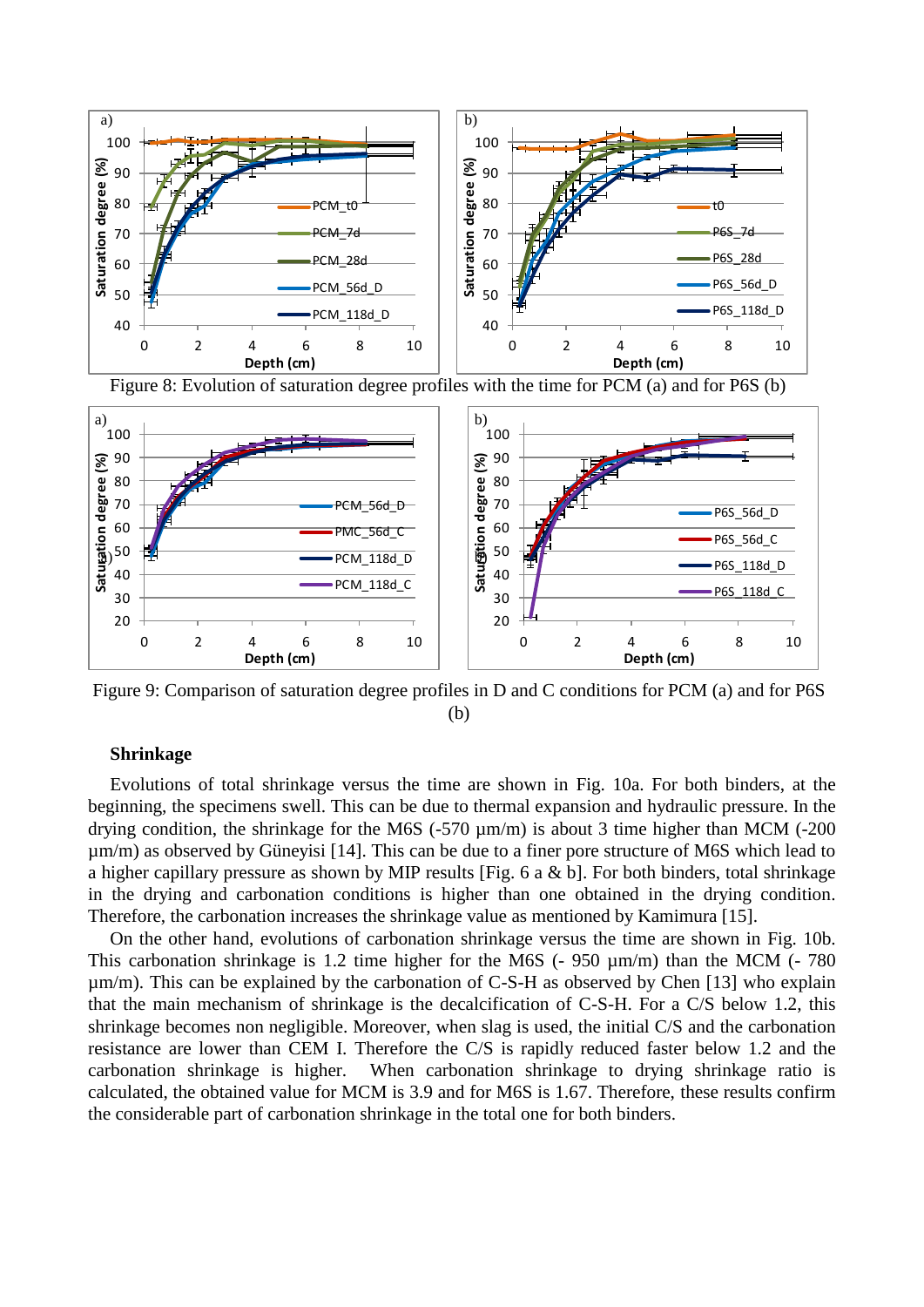Figure 8: Evolution of saturation degree profiles with the time for PCM (a) and for P6S (b)

Figure 9: Comparison of saturation degree profiles in D and C conditions for PCM (a) and for P6S (b)

**Shrinkage**

Evolutions of total shrinkage versus the time are shown in Fig. 10a. For both binders, at the beginning, the specimens swell. This can be due to thermal expansion and hydraulic pressure. In the drying condition, the shrinkage for the M6S (-570 µm/m) is about 3 time higher than MCM (-200 µm/m) as observed by Güneyisi [14]. This can be due to a finer pore structure of M6S which lead to a higher capillary pressure as shown by MIP results [Fig. 6 a & b]. For both binders, total shrinkage in the drying and carbonation conditions is higher than one obtained in the drying condition. Therefore, the carbonation increases the shrinkage value as mentioned by Kamimura [15].

On the other hand, evolutions of carbonation shrinkage versus the time are shown in Fig. 10b. This carbonation shrinkage is 1.2 time higher for the M6S (- 950 µm/m) than the MCM (- 780 µm/m). This can be explained by the carbonation of C-S-H as observed by Chen [13] who explain that the main mechanism of shrinkage is the decalcification of C-S-H. For a C/S below 1.2, this shrinkage becomes non negligible. Moreover, when slag is used, the initial C/S and the carbonation resistance are lower than CEM I. Therefore the C/S is rapidly reduced faster below 1.2 and the carbonation shrinkage is higher. When carbonation shrinkage to drying shrinkage ratio is calculated, the obtained value for MCM is 3.9 and for M6S is 1.67. Therefore, these results confirm the considerable part of carbonation shrinkage in the total one for both binders.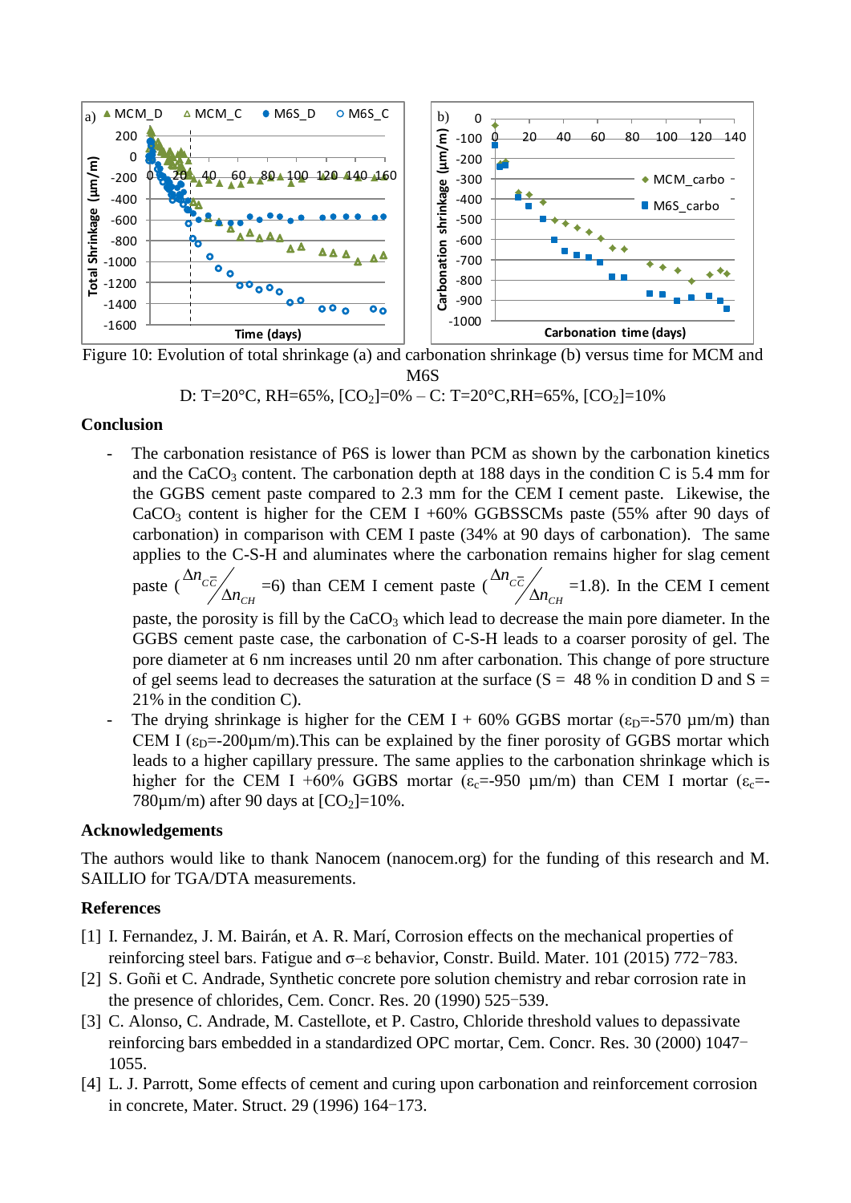Figure 10: Evolution of total shrinkage (a) and carbonation shrinkage (b) versus time for MCM and M6S

D: T=20°C, RH=65%, $[CO_2]$=0% – C: T=20°C,RH=65%, $[CO_2]$=10%

## Conclusion

- The carbonation resistance of P6S is lower than PCM as shown by the carbonation kinetics and the $CaCO_3$ content. The carbonation depth at 188 days in the condition C is 5.4 mm for the GGBS cement paste compared to 2.3 mm for the CEM I cement paste. Likewise, the $CaCO_3$ content is higher for the CEM I +60% GGBSSCMs paste (55% after 90 days of carbonation) in comparison with CEM I paste (34% at 90 days of carbonation). The same applies to the C-S-H and aluminates where the carbonation remains higher for slag cement paste ($\Delta n_{C\bar{C}}/\Delta n_{CH}$ =6) than CEM I cement paste ($\Delta n_{C\bar{C}}/\Delta n_{CH}$ =1.8). In the CEM I cement paste, the porosity is fill by the $CaCO_3$ which lead to decrease the main pore diameter. In the GGBS cement paste case, the carbonation of C-S-H leads to a coarser porosity of gel. The pore diameter at 6 nm increases until 20 nm after carbonation. This change of pore structure of gel seems lead to decreases the saturation at the surface (S = 48 % in condition D and S = 21% in the condition C).
- The drying shrinkage is higher for the CEM I + 60% GGBS mortar ($\varepsilon_D$=-570 µm/m) than CEM I ($\varepsilon_D$=-200µm/m).This can be explained by the finer porosity of GGBS mortar which leads to a higher capillary pressure. The same applies to the carbonation shrinkage which is higher for the CEM I +60% GGBS mortar ($\varepsilon_c$=-950 µm/m) than CEM I mortar ($\varepsilon_c$=-780µm/m) after 90 days at $[CO_2]$=10%.

## Acknowledgements

The authors would like to thank Nanocem (nanocem.org) for the funding of this research and M. SAILLIO for TGA/DTA measurements.

## References

[1] I. Fernandez, J. M. Bairán, et A. R. Marí, Corrosion effects on the mechanical properties of reinforcing steel bars. Fatigue and σ–ε behavior, Constr. Build. Mater. 101 (2015) 772–783.

[2] S. Goñi et C. Andrade, Synthetic concrete pore solution chemistry and rebar corrosion rate in the presence of chlorides, Cem. Concr. Res. 20 (1990) 525–539.

[3] C. Alonso, C. Andrade, M. Castellote, et P. Castro, Chloride threshold values to depassivate reinforcing bars embedded in a standardized OPC mortar, Cem. Concr. Res. 30 (2000) 1047–1055.

[4] L. J. Parrott, Some effects of cement and curing upon carbonation and reinforcement corrosion in concrete, Mater. Struct. 29 (1996) 164–173.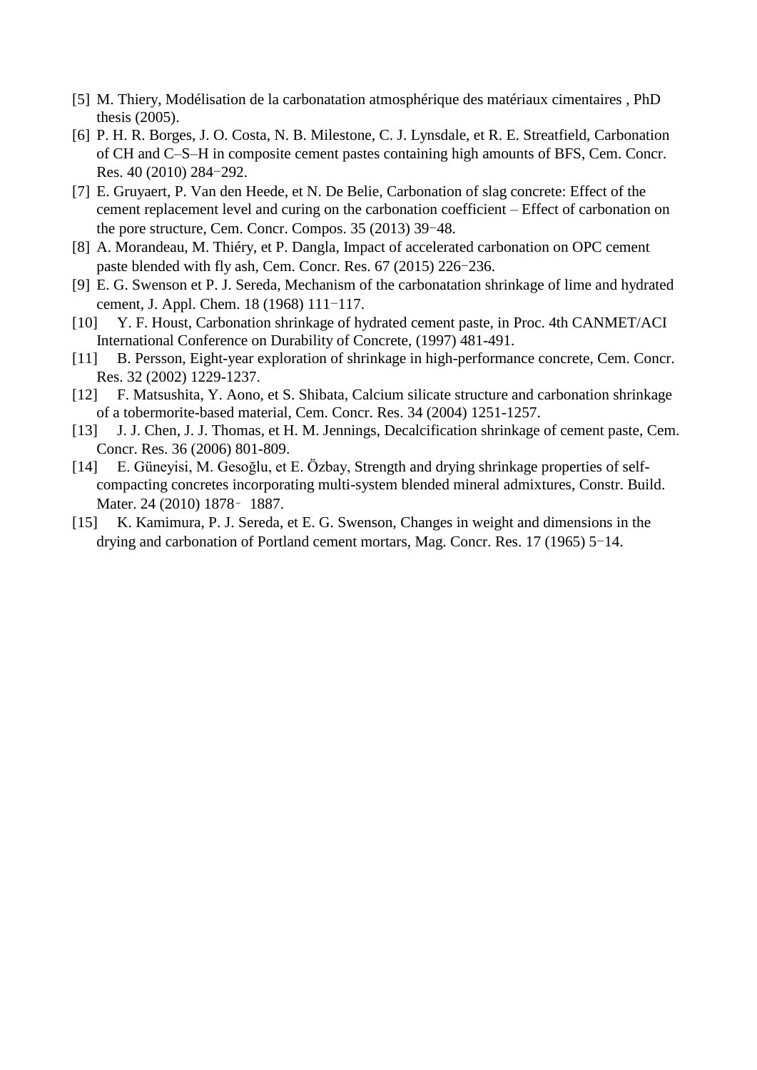[5] M. Thiery, Modélisation de la carbonatation atmosphérique des matériaux cimentaires , PhD thesis (2005).

[6] P. H. R. Borges, J. O. Costa, N. B. Milestone, C. J. Lynsdale, et R. E. Streatfield, Carbonation of CH and C–S–H in composite cement pastes containing high amounts of BFS, Cem. Concr. Res. 40 (2010) 284−292.

[7] E. Gruyaert, P. Van den Heede, et N. De Belie, Carbonation of slag concrete: Effect of the cement replacement level and curing on the carbonation coefficient – Effect of carbonation on the pore structure, Cem. Concr. Compos. 35 (2013) 39−48.

[8] A. Morandeau, M. Thiéry, et P. Dangla, Impact of accelerated carbonation on OPC cement paste blended with fly ash, Cem. Concr. Res. 67 (2015) 226−236.

[9] E. G. Swenson et P. J. Sereda, Mechanism of the carbonatation shrinkage of lime and hydrated cement, J. Appl. Chem. 18 (1968) 111−117.

[10] Y. F. Houst, Carbonation shrinkage of hydrated cement paste, in Proc. 4th CANMET/ACI International Conference on Durability of Concrete, (1997) 481-491.

[11] B. Persson, Eight-year exploration of shrinkage in high-performance concrete, Cem. Concr. Res. 32 (2002) 1229-1237.

[12] F. Matsushita, Y. Aono, et S. Shibata, Calcium silicate structure and carbonation shrinkage of a tobermorite-based material, Cem. Concr. Res. 34 (2004) 1251-1257.

[13] J. J. Chen, J. J. Thomas, et H. M. Jennings, Decalcification shrinkage of cement paste, Cem. Concr. Res. 36 (2006) 801-809.

[14] E. Güneyisi, M. Gesoğlu, et E. Özbay, Strength and drying shrinkage properties of self-compacting concretes incorporating multi-system blended mineral admixtures, Constr. Build. Mater. 24 (2010) 1878–1887.

[15] K. Kamimura, P. J. Sereda, et E. G. Swenson, Changes in weight and dimensions in the drying and carbonation of Portland cement mortars, Mag. Concr. Res. 17 (1965) 5−14.